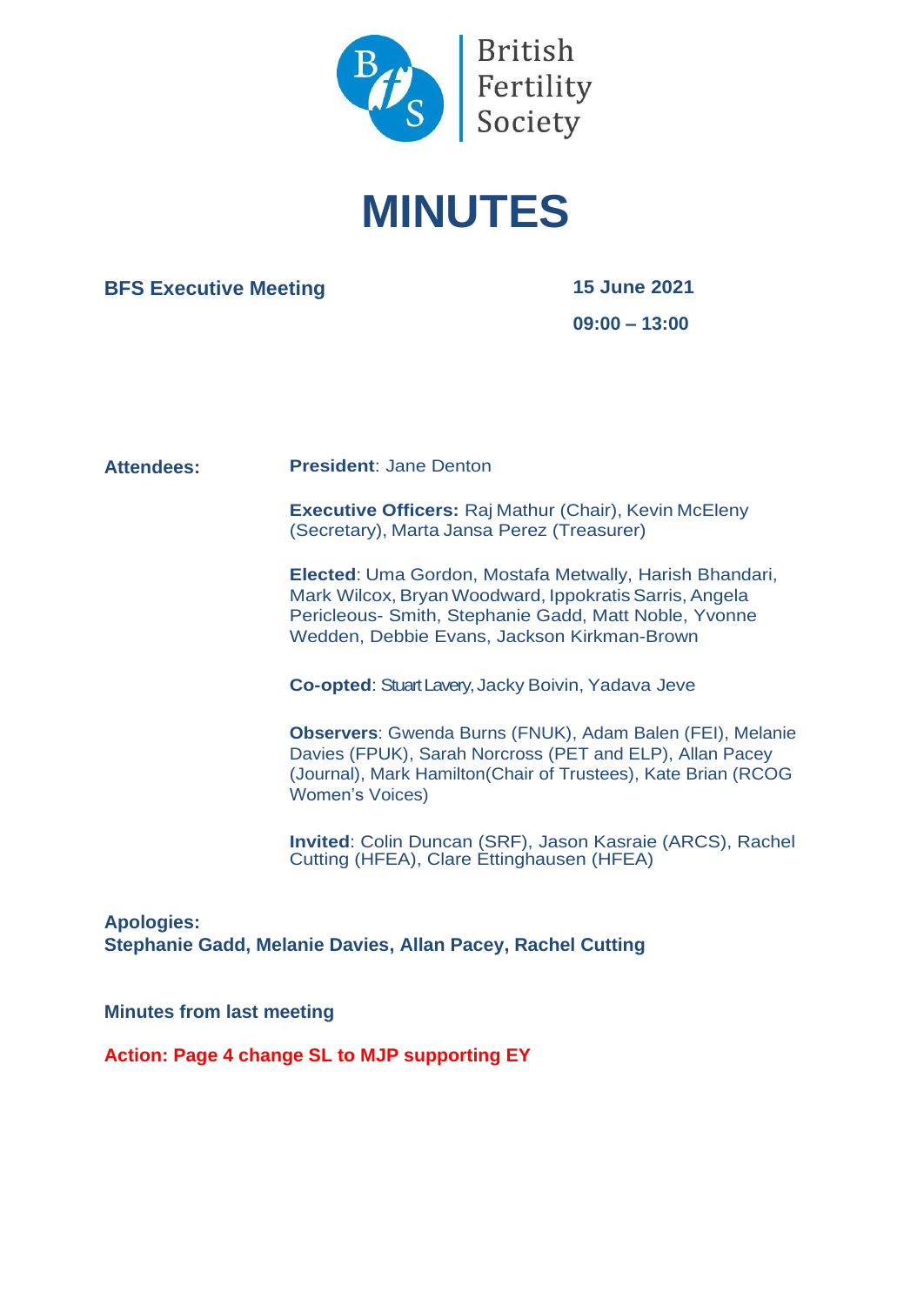British Fertility Society

# MINUTES

**BFS Executive Meeting**

**15 June 2021**

**09:00 – 13:00**

**Attendees:**

**President**: Jane Denton

**Executive Officers:** Raj Mathur (Chair), Kevin McEleny (Secretary), Marta Jansa Perez (Treasurer)

**Elected**: Uma Gordon, Mostafa Metwally, Harish Bhandari, Mark Wilcox, Bryan Woodward, Ippokratis Sarris, Angela Pericleous- Smith, Stephanie Gadd, Matt Noble, Yvonne Wedden, Debbie Evans, Jackson Kirkman-Brown

**Co-opted**: Stuart Lavery, Jacky Boivin, Yadava Jeve

**Observers**: Gwenda Burns (FNUK), Adam Balen (FEI), Melanie Davies (FPUK), Sarah Norcross (PET and ELP), Allan Pacey (Journal), Mark Hamilton(Chair of Trustees), Kate Brian (RCOG Women's Voices)

**Invited**: Colin Duncan (SRF), Jason Kasraie (ARCS), Rachel Cutting (HFEA), Clare Ettinghausen (HFEA)

**Apologies:**
**Stephanie Gadd, Melanie Davies, Allan Pacey, Rachel Cutting**

**Minutes from last meeting**

**Action: Page 4 change SL to MJP supporting EY**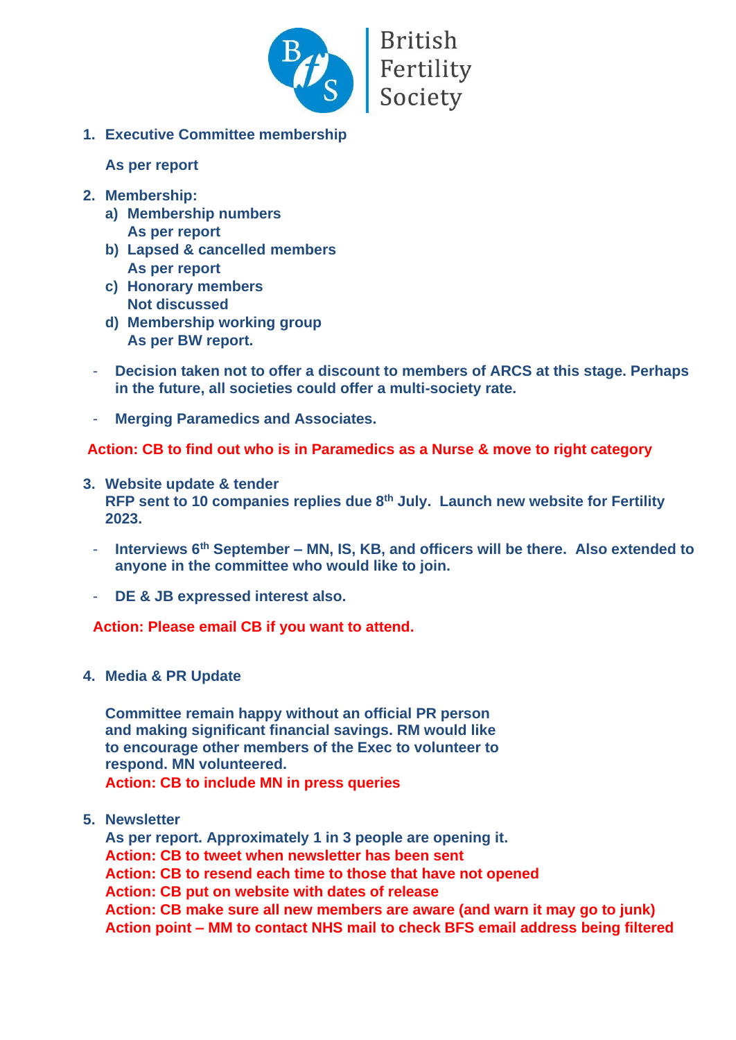1. **Executive Committee membership**

   **As per report**

2. **Membership:**
   a) **Membership numbers**
      **As per report**
   b) **Lapsed & cancelled members**
      **As per report**
   c) **Honorary members**
      **Not discussed**
   d) **Membership working group**
      **As per BW report.**

- **Decision taken not to offer a discount to members of ARCS at this stage. Perhaps in the future, all societies could offer a multi-society rate.**

- **Merging Paramedics and Associates.**

**Action: CB to find out who is in Paramedics as a Nurse & move to right category**

3. **Website update & tender**
   **RFP sent to 10 companies replies due 8th July. Launch new website for Fertility 2023.**

- **Interviews 6th September – MN, IS, KB, and officers will be there. Also extended to anyone in the committee who would like to join.**

- **DE & JB expressed interest also.**

**Action: Please email CB if you want to attend.**

4. **Media & PR Update**

   **Committee remain happy without an official PR person and making significant financial savings. RM would like to encourage other members of the Exec to volunteer to respond. MN volunteered.**
   **Action: CB to include MN in press queries**

5. **Newsletter**
   **As per report. Approximately 1 in 3 people are opening it.**
   **Action: CB to tweet when newsletter has been sent**
   **Action: CB to resend each time to those that have not opened**
   **Action: CB put on website with dates of release**
   **Action: CB make sure all new members are aware (and warn it may go to junk)**
   **Action point – MM to contact NHS mail to check BFS email address being filtered**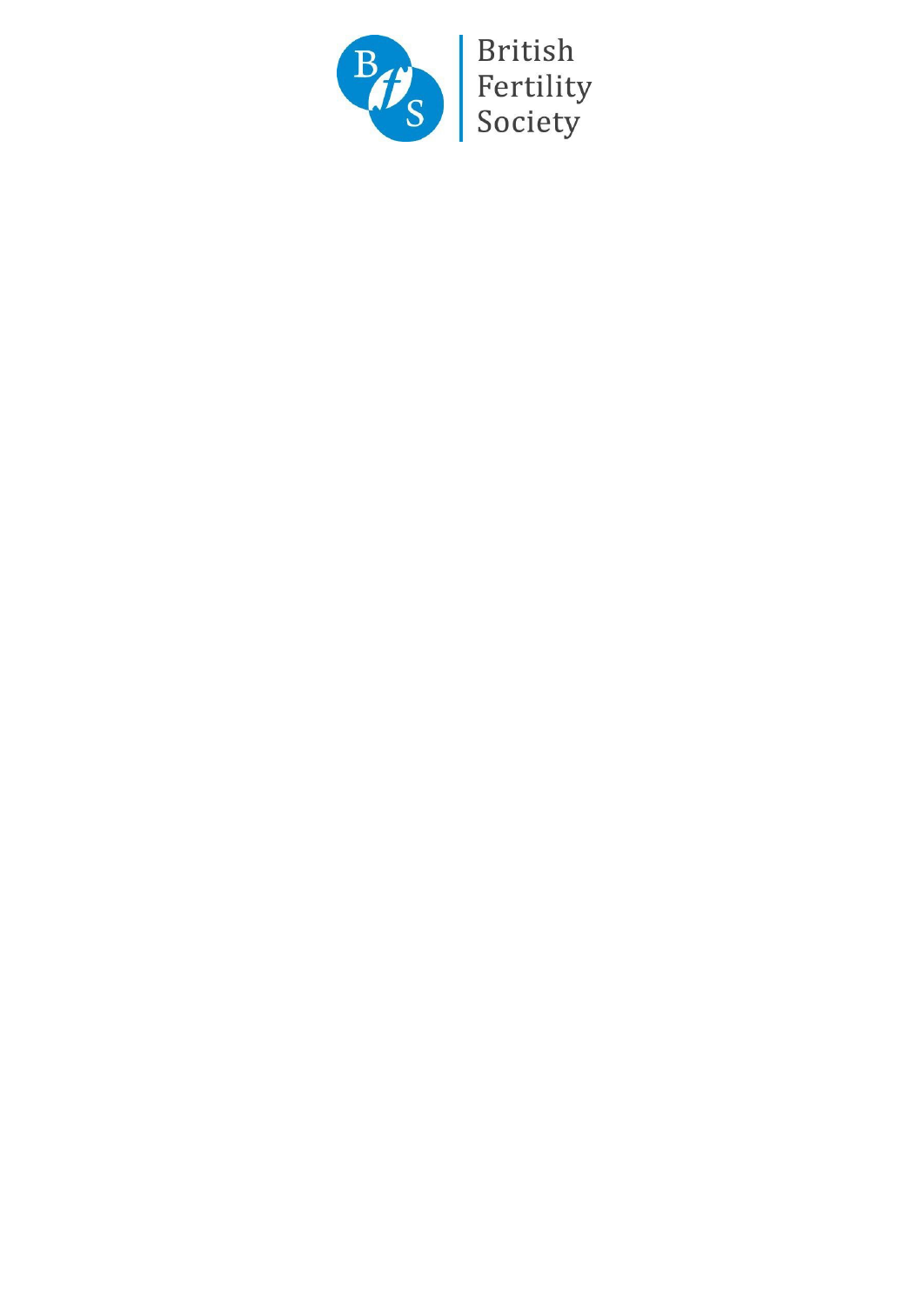British Fertility Society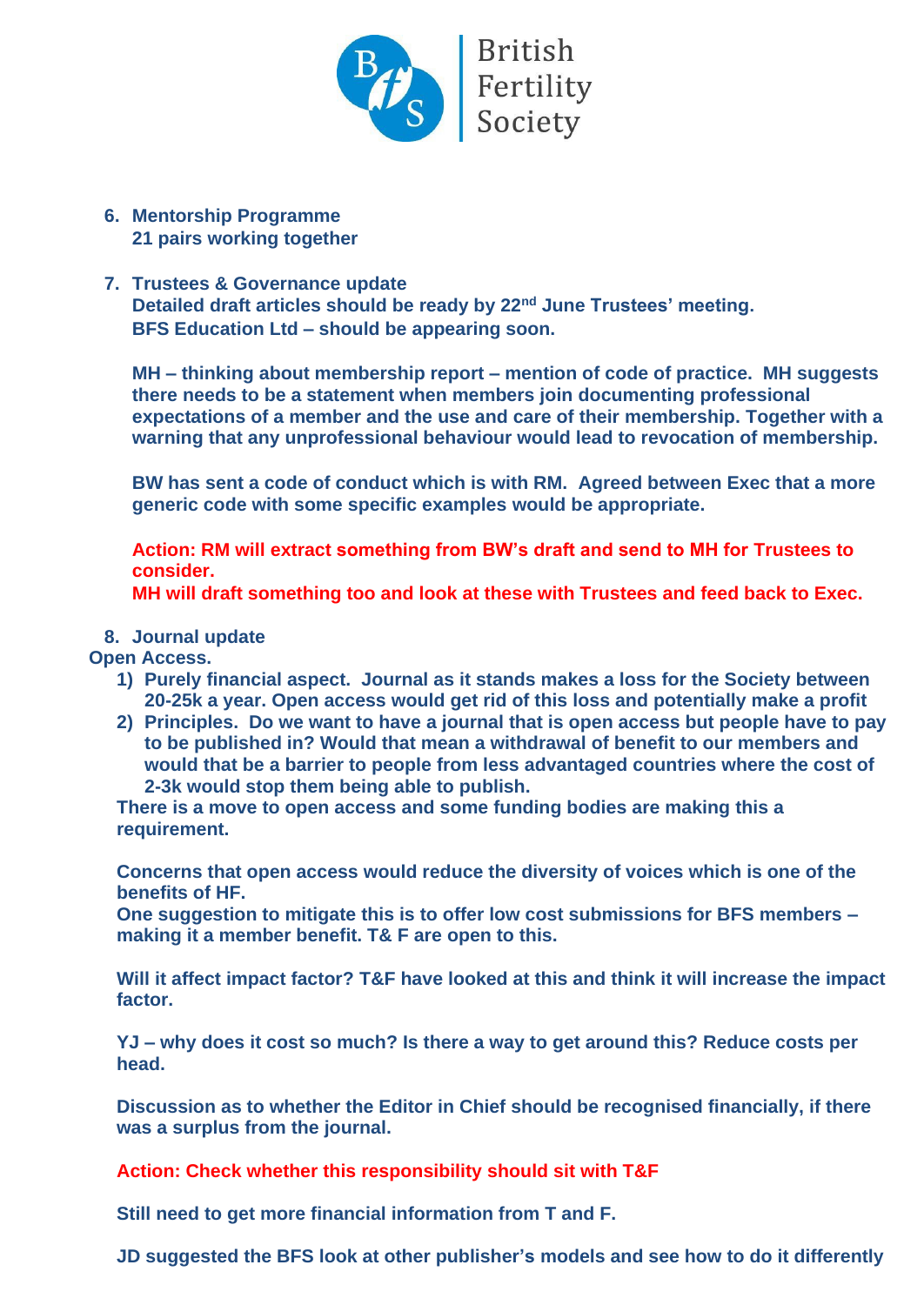6. **Mentorship Programme**
   **21 pairs working together**

7. **Trustees & Governance update**
   **Detailed draft articles should be ready by 22nd June Trustees' meeting.**
   **BFS Education Ltd – should be appearing soon.**

   **MH – thinking about membership report – mention of code of practice. MH suggests there needs to be a statement when members join documenting professional expectations of a member and the use and care of their membership. Together with a warning that any unprofessional behaviour would lead to revocation of membership.**

   **BW has sent a code of conduct which is with RM. Agreed between Exec that a more generic code with some specific examples would be appropriate.**

   **Action: RM will extract something from BW's draft and send to MH for Trustees to consider.**
   **MH will draft something too and look at these with Trustees and feed back to Exec.**

8. **Journal update**

**Open Access.**

1) **Purely financial aspect. Journal as it stands makes a loss for the Society between 20-25k a year. Open access would get rid of this loss and potentially make a profit**
2) **Principles. Do we want to have a journal that is open access but people have to pay to be published in? Would that mean a withdrawal of benefit to our members and would that be a barrier to people from less advantaged countries where the cost of 2-3k would stop them being able to publish.**

**There is a move to open access and some funding bodies are making this a requirement.**

**Concerns that open access would reduce the diversity of voices which is one of the benefits of HF.**
**One suggestion to mitigate this is to offer low cost submissions for BFS members – making it a member benefit. T& F are open to this.**

**Will it affect impact factor? T&F have looked at this and think it will increase the impact factor.**

**YJ – why does it cost so much? Is there a way to get around this? Reduce costs per head.**

**Discussion as to whether the Editor in Chief should be recognised financially, if there was a surplus from the journal.**

**Action: Check whether this responsibility should sit with T&F**

**Still need to get more financial information from T and F.**

**JD suggested the BFS look at other publisher's models and see how to do it differently**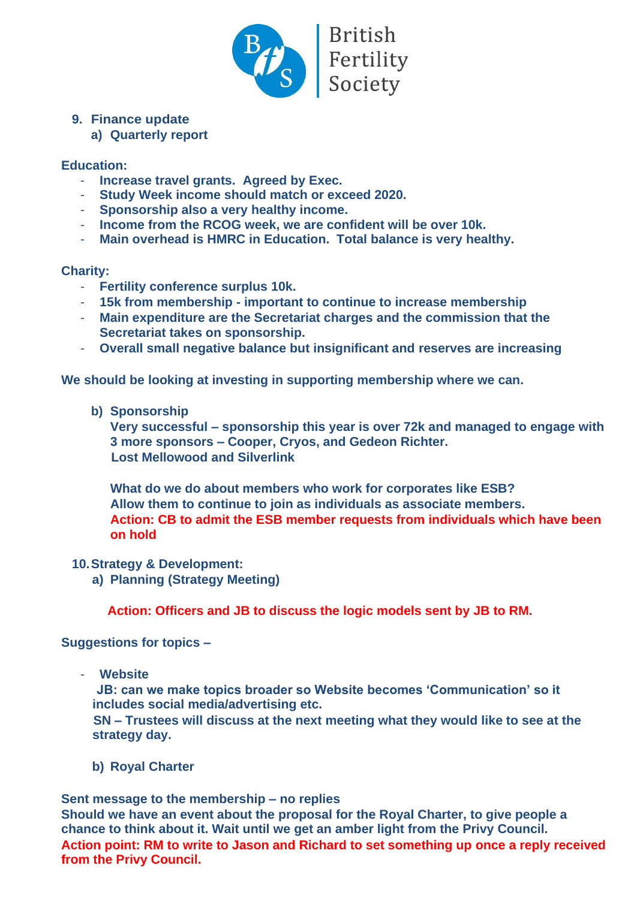9. **Finance update**
   a) **Quarterly report**

**Education:**

- **Increase travel grants. Agreed by Exec.**
- **Study Week income should match or exceed 2020.**
- **Sponsorship also a very healthy income.**
- **Income from the RCOG week, we are confident will be over 10k.**
- **Main overhead is HMRC in Education. Total balance is very healthy.**

**Charity:**

- **Fertility conference surplus 10k.**
- **15k from membership - important to continue to increase membership**
- **Main expenditure are the Secretariat charges and the commission that the Secretariat takes on sponsorship.**
- **Overall small negative balance but insignificant and reserves are increasing**

**We should be looking at investing in supporting membership where we can.**

b) **Sponsorship**
   **Very successful – sponsorship this year is over 72k and managed to engage with 3 more sponsors – Cooper, Cryos, and Gedeon Richter.**
   **Lost Mellowood and Silverlink**

   **What do we do about members who work for corporates like ESB?**
   **Allow them to continue to join as individuals as associate members.**
   **Action: CB to admit the ESB member requests from individuals which have been on hold**

10. **Strategy & Development:**
    a) **Planning (Strategy Meeting)**

**Action: Officers and JB to discuss the logic models sent by JB to RM.**

**Suggestions for topics –**

- **Website**
  **JB: can we make topics broader so Website becomes 'Communication' so it includes social media/advertising etc.**
  **SN – Trustees will discuss at the next meeting what they would like to see at the strategy day.**

b) **Royal Charter**

**Sent message to the membership – no replies**
**Should we have an event about the proposal for the Royal Charter, to give people a chance to think about it. Wait until we get an amber light from the Privy Council.**
**Action point: RM to write to Jason and Richard to set something up once a reply received from the Privy Council.**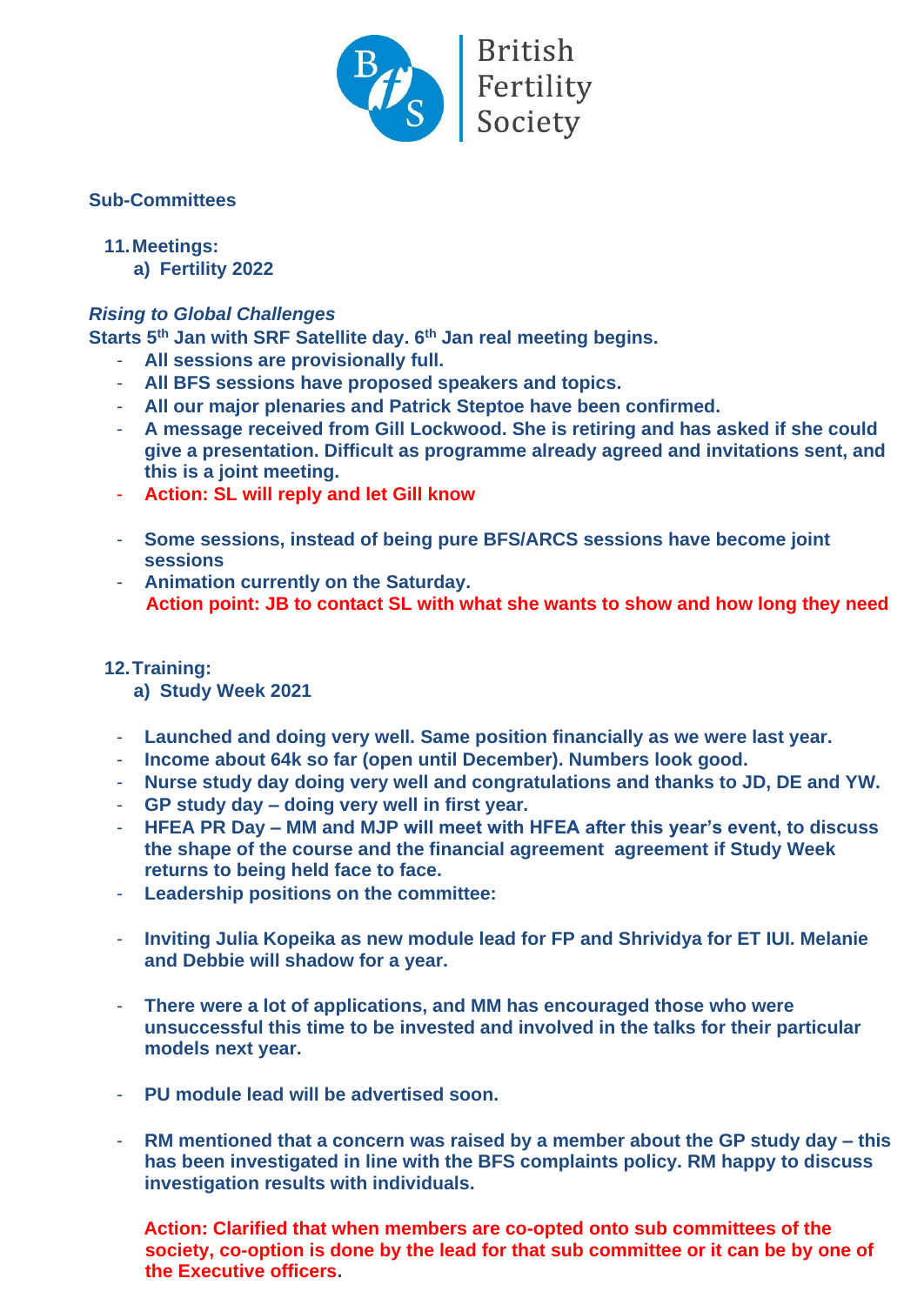**Sub-Committees**

11. **Meetings:**
    a) **Fertility 2022**

***Rising to Global Challenges***

**Starts 5th Jan with SRF Satellite day. 6th Jan real meeting begins.**

- **All sessions are provisionally full.**
- **All BFS sessions have proposed speakers and topics.**
- **All our major plenaries and Patrick Steptoe have been confirmed.**
- **A message received from Gill Lockwood. She is retiring and has asked if she could give a presentation. Difficult as programme already agreed and invitations sent, and this is a joint meeting.**
- **Action: SL will reply and let Gill know**

- **Some sessions, instead of being pure BFS/ARCS sessions have become joint sessions**
- **Animation currently on the Saturday.**
  **Action point: JB to contact SL with what she wants to show and how long they need**

12. **Training:**
    a) **Study Week 2021**

- **Launched and doing very well. Same position financially as we were last year.**
- **Income about 64k so far (open until December). Numbers look good.**
- **Nurse study day doing very well and congratulations and thanks to JD, DE and YW.**
- **GP study day – doing very well in first year.**
- **HFEA PR Day – MM and MJP will meet with HFEA after this year's event, to discuss the shape of the course and the financial agreement agreement if Study Week returns to being held face to face.**
- **Leadership positions on the committee:**

- **Inviting Julia Kopeika as new module lead for FP and Shrividya for ET IUI. Melanie and Debbie will shadow for a year.**

- **There were a lot of applications, and MM has encouraged those who were unsuccessful this time to be invested and involved in the talks for their particular models next year.**

- **PU module lead will be advertised soon.**

- **RM mentioned that a concern was raised by a member about the GP study day – this has been investigated in line with the BFS complaints policy. RM happy to discuss investigation results with individuals.**

  **Action: Clarified that when members are co-opted onto sub committees of the society, co-option is done by the lead for that sub committee or it can be by one of the Executive officers.**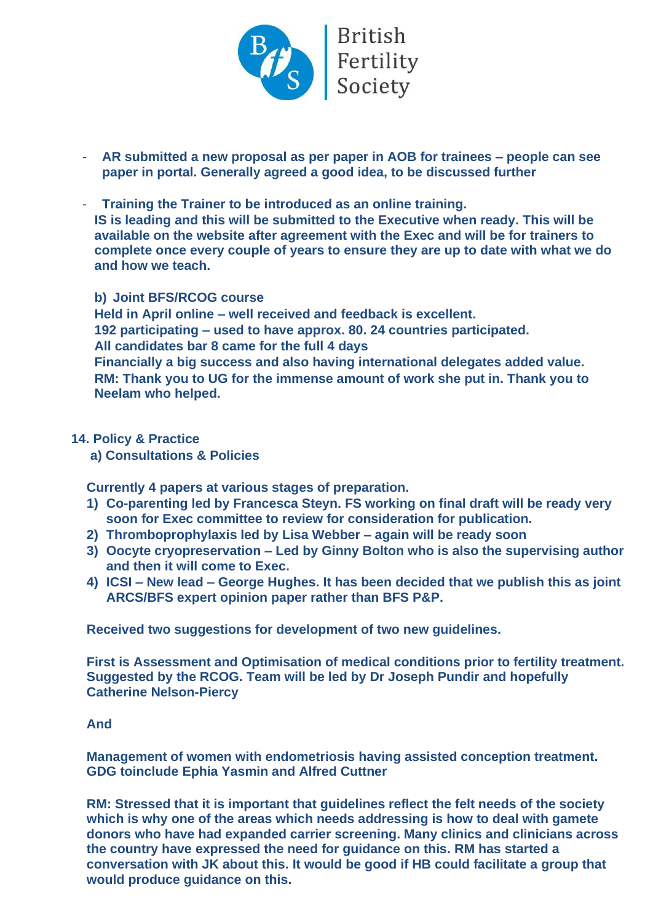- **AR submitted a new proposal as per paper in AOB for trainees – people can see paper in portal. Generally agreed a good idea, to be discussed further**

- **Training the Trainer to be introduced as an online training.**
  **IS is leading and this will be submitted to the Executive when ready. This will be available on the website after agreement with the Exec and will be for trainers to complete once every couple of years to ensure they are up to date with what we do and how we teach.**

**b) Joint BFS/RCOG course**
**Held in April online – well received and feedback is excellent.**
**192 participating – used to have approx. 80. 24 countries participated.**
**All candidates bar 8 came for the full 4 days**
**Financially a big success and also having international delegates added value.**
**RM: Thank you to UG for the immense amount of work she put in. Thank you to Neelam who helped.**

**14. Policy & Practice**

**a) Consultations & Policies**

**Currently 4 papers at various stages of preparation.**

1) **Co-parenting led by Francesca Steyn. FS working on final draft will be ready very soon for Exec committee to review for consideration for publication.**
2) **Thromboprophylaxis led by Lisa Webber – again will be ready soon**
3) **Oocyte cryopreservation – Led by Ginny Bolton who is also the supervising author and then it will come to Exec.**
4) **ICSI – New lead – George Hughes. It has been decided that we publish this as joint ARCS/BFS expert opinion paper rather than BFS P&P.**

**Received two suggestions for development of two new guidelines.**

**First is Assessment and Optimisation of medical conditions prior to fertility treatment. Suggested by the RCOG. Team will be led by Dr Joseph Pundir and hopefully Catherine Nelson-Piercy**

**And**

**Management of women with endometriosis having assisted conception treatment. GDG toinclude Ephia Yasmin and Alfred Cuttner**

**RM: Stressed that it is important that guidelines reflect the felt needs of the society which is why one of the areas which needs addressing is how to deal with gamete donors who have had expanded carrier screening. Many clinics and clinicians across the country have expressed the need for guidance on this. RM has started a conversation with JK about this. It would be good if HB could facilitate a group that would produce guidance on this.**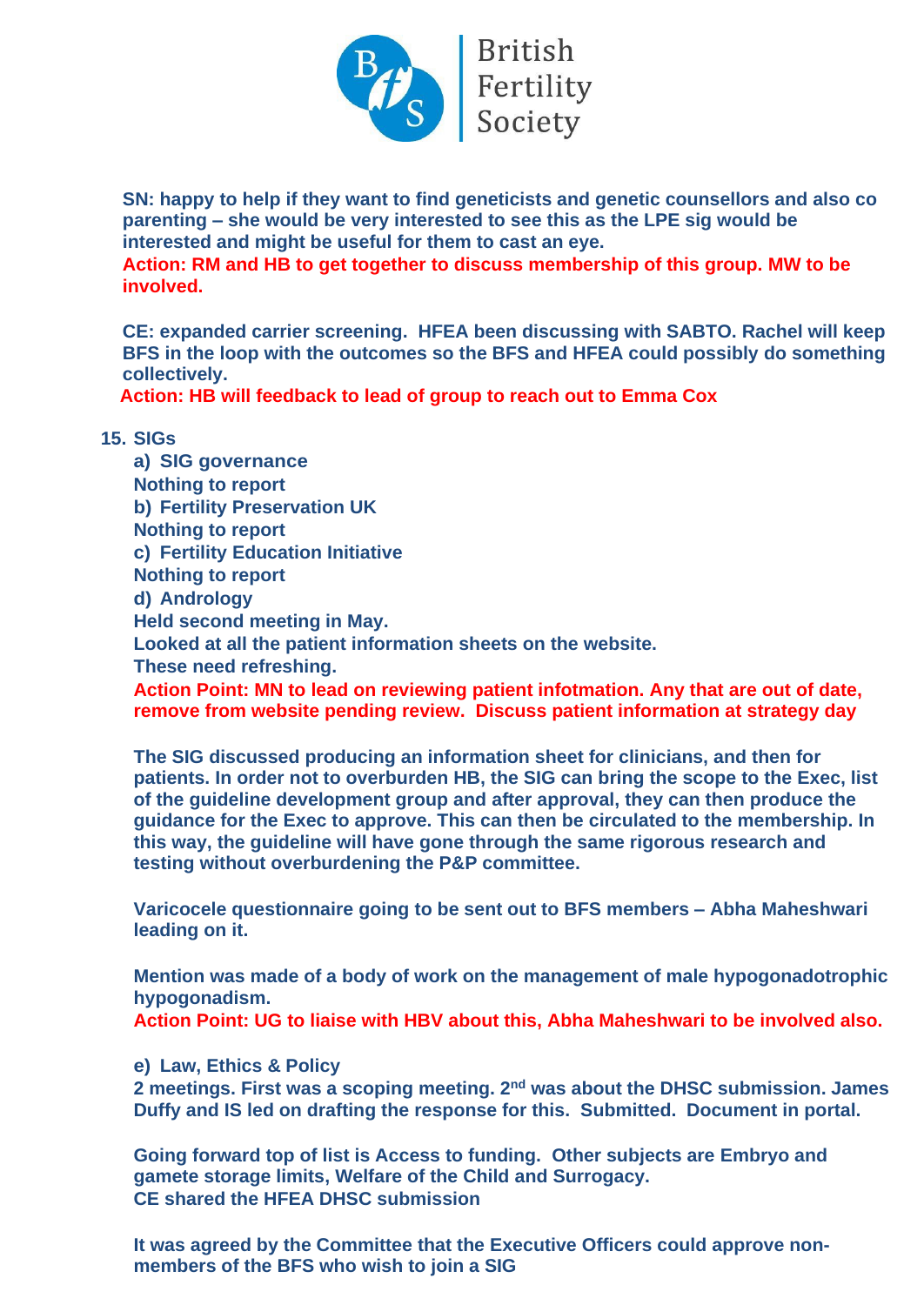**SN: happy to help if they want to find geneticists and genetic counsellors and also co parenting – she would be very interested to see this as the LPE sig would be interested and might be useful for them to cast an eye.**
**Action: RM and HB to get together to discuss membership of this group. MW to be involved.**

**CE: expanded carrier screening. HFEA been discussing with SABTO. Rachel will keep BFS in the loop with the outcomes so the BFS and HFEA could possibly do something collectively.**
**Action: HB will feedback to lead of group to reach out to Emma Cox**

**15. SIGs**

**a) SIG governance**
**Nothing to report**

**b) Fertility Preservation UK**
**Nothing to report**

**c) Fertility Education Initiative**
**Nothing to report**

**d) Andrology**
**Held second meeting in May.**
**Looked at all the patient information sheets on the website.**
**These need refreshing.**
**Action Point: MN to lead on reviewing patient infotmation. Any that are out of date, remove from website pending review. Discuss patient information at strategy day**

**The SIG discussed producing an information sheet for clinicians, and then for patients. In order not to overburden HB, the SIG can bring the scope to the Exec, list of the guideline development group and after approval, they can then produce the guidance for the Exec to approve. This can then be circulated to the membership. In this way, the guideline will have gone through the same rigorous research and testing without overburdening the P&P committee.**

**Varicocele questionnaire going to be sent out to BFS members – Abha Maheshwari leading on it.**

**Mention was made of a body of work on the management of male hypogonadotrophic hypogonadism.**
**Action Point: UG to liaise with HBV about this, Abha Maheshwari to be involved also.**

**e) Law, Ethics & Policy**
**2 meetings. First was a scoping meeting. 2nd was about the DHSC submission. James Duffy and IS led on drafting the response for this. Submitted. Document in portal.**

**Going forward top of list is Access to funding. Other subjects are Embryo and gamete storage limits, Welfare of the Child and Surrogacy.**
**CE shared the HFEA DHSC submission**

**It was agreed by the Committee that the Executive Officers could approve non-members of the BFS who wish to join a SIG**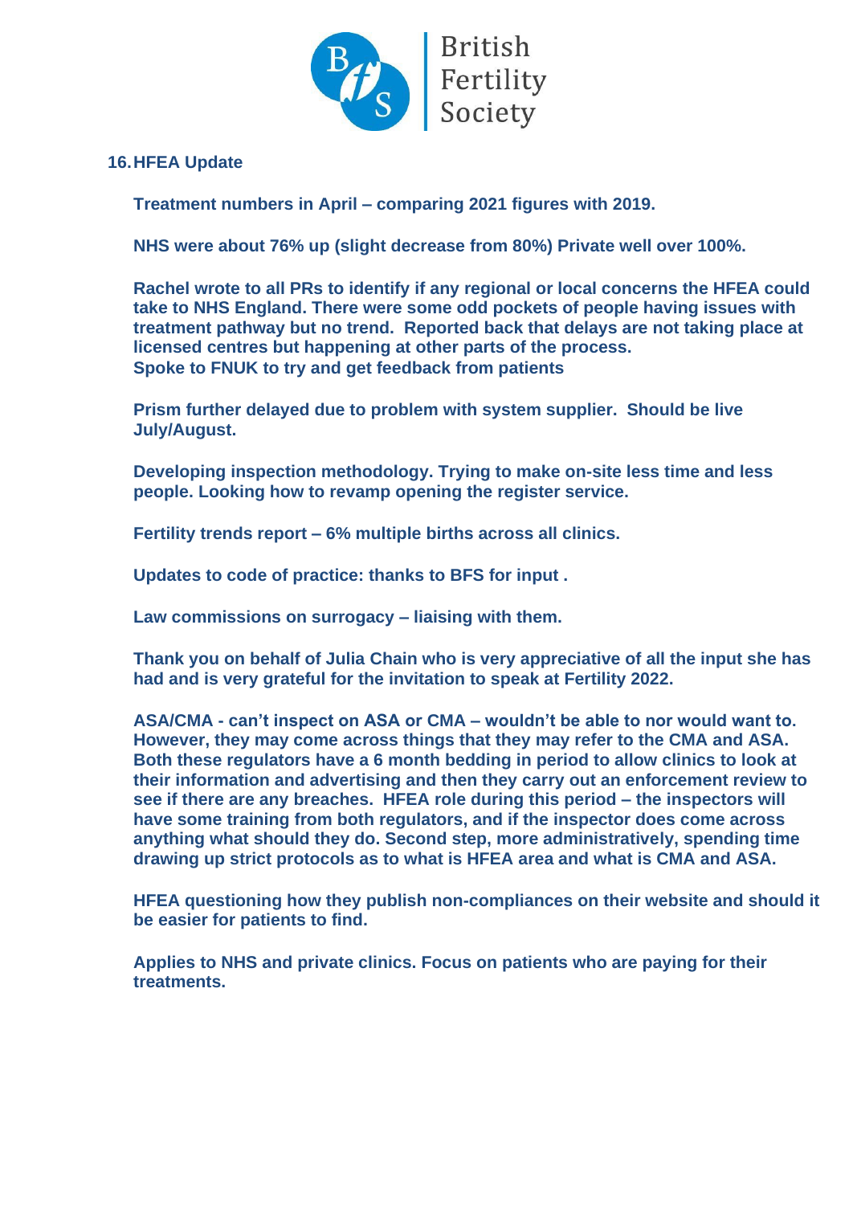## 16. HFEA Update

**Treatment numbers in April – comparing 2021 figures with 2019.**

**NHS were about 76% up (slight decrease from 80%) Private well over 100%.**

**Rachel wrote to all PRs to identify if any regional or local concerns the HFEA could take to NHS England. There were some odd pockets of people having issues with treatment pathway but no trend. Reported back that delays are not taking place at licensed centres but happening at other parts of the process.**
**Spoke to FNUK to try and get feedback from patients**

**Prism further delayed due to problem with system supplier. Should be live July/August.**

**Developing inspection methodology. Trying to make on-site less time and less people. Looking how to revamp opening the register service.**

**Fertility trends report – 6% multiple births across all clinics.**

**Updates to code of practice: thanks to BFS for input .**

**Law commissions on surrogacy – liaising with them.**

**Thank you on behalf of Julia Chain who is very appreciative of all the input she has had and is very grateful for the invitation to speak at Fertility 2022.**

**ASA/CMA - can't inspect on ASA or CMA – wouldn't be able to nor would want to. However, they may come across things that they may refer to the CMA and ASA. Both these regulators have a 6 month bedding in period to allow clinics to look at their information and advertising and then they carry out an enforcement review to see if there are any breaches. HFEA role during this period – the inspectors will have some training from both regulators, and if the inspector does come across anything what should they do. Second step, more administratively, spending time drawing up strict protocols as to what is HFEA area and what is CMA and ASA.**

**HFEA questioning how they publish non-compliances on their website and should it be easier for patients to find.**

**Applies to NHS and private clinics. Focus on patients who are paying for their treatments.**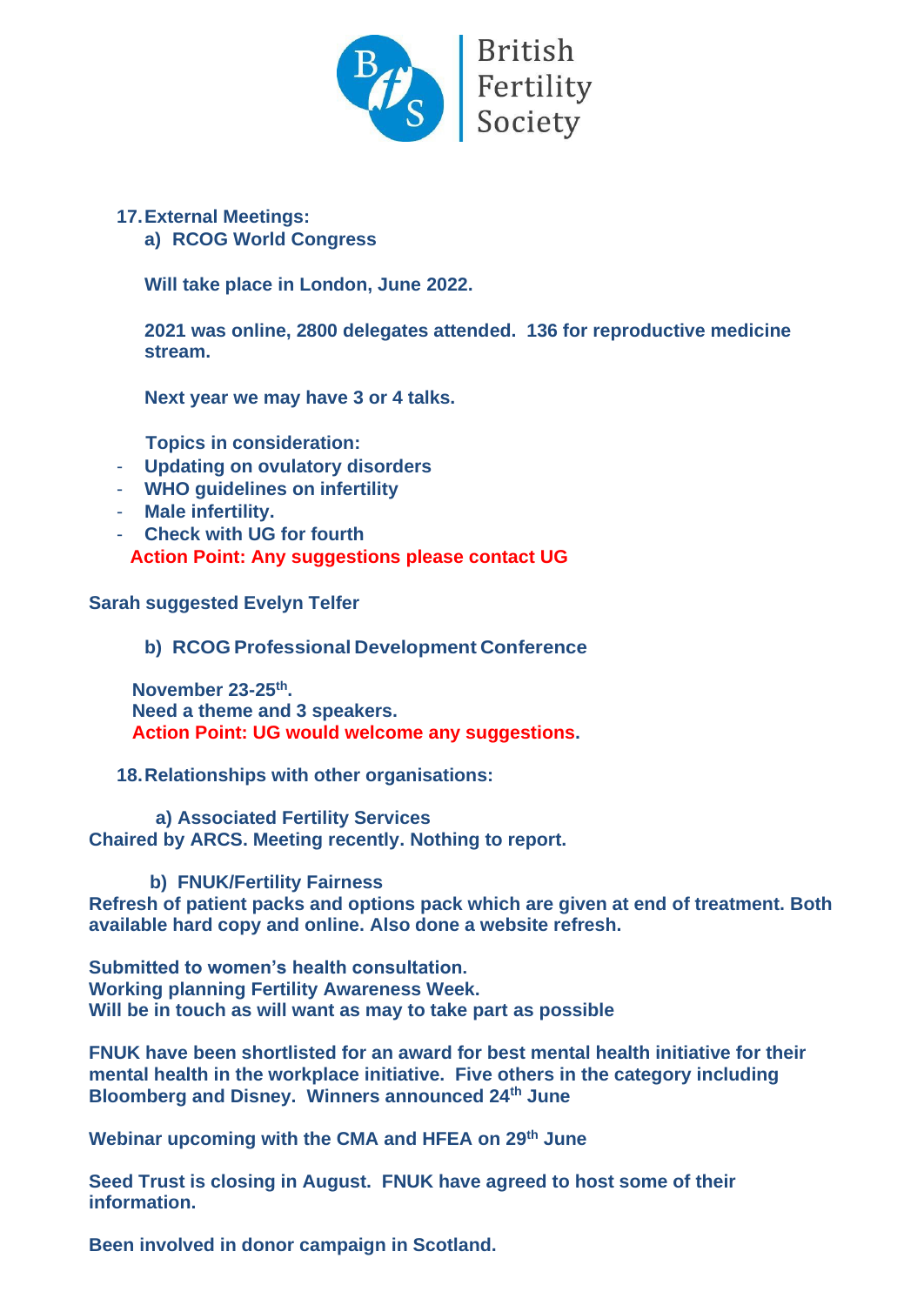**17. External Meetings:**

**a) RCOG World Congress**

**Will take place in London, June 2022.**

**2021 was online, 2800 delegates attended. 136 for reproductive medicine stream.**

**Next year we may have 3 or 4 talks.**

**Topics in consideration:**

- **Updating on ovulatory disorders**
- **WHO guidelines on infertility**
- **Male infertility.**
- **Check with UG for fourth**

**Action Point: Any suggestions please contact UG**

**Sarah suggested Evelyn Telfer**

**b) RCOG Professional Development Conference**

**November 23-25th.**
**Need a theme and 3 speakers.**
**Action Point: UG would welcome any suggestions.**

**18. Relationships with other organisations:**

**a) Associated Fertility Services**
**Chaired by ARCS. Meeting recently. Nothing to report.**

**b) FNUK/Fertility Fairness**
**Refresh of patient packs and options pack which are given at end of treatment. Both available hard copy and online. Also done a website refresh.**

**Submitted to women's health consultation.**
**Working planning Fertility Awareness Week.**
**Will be in touch as will want as may to take part as possible**

**FNUK have been shortlisted for an award for best mental health initiative for their mental health in the workplace initiative. Five others in the category including Bloomberg and Disney. Winners announced 24th June**

**Webinar upcoming with the CMA and HFEA on 29th June**

**Seed Trust is closing in August. FNUK have agreed to host some of their information.**

**Been involved in donor campaign in Scotland.**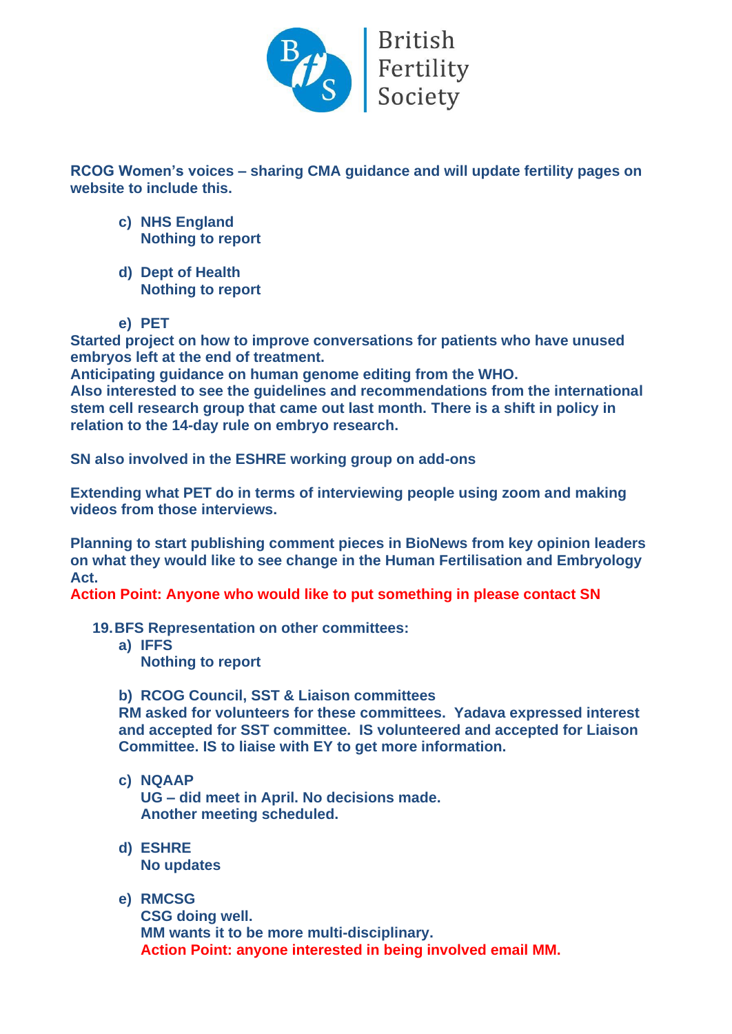**RCOG Women's voices – sharing CMA guidance and will update fertility pages on website to include this.**

- **c) NHS England**
  **Nothing to report**

- **d) Dept of Health**
  **Nothing to report**

- **e) PET**

**Started project on how to improve conversations for patients who have unused embryos left at the end of treatment.**
**Anticipating guidance on human genome editing from the WHO.**
**Also interested to see the guidelines and recommendations from the international stem cell research group that came out last month. There is a shift in policy in relation to the 14-day rule on embryo research.**

**SN also involved in the ESHRE working group on add-ons**

**Extending what PET do in terms of interviewing people using zoom and making videos from those interviews.**

**Planning to start publishing comment pieces in BioNews from key opinion leaders on what they would like to see change in the Human Fertilisation and Embryology Act.**
**Action Point: Anyone who would like to put something in please contact SN**

**19. BFS Representation on other committees:**

- **a) IFFS**
  **Nothing to report**

- **b) RCOG Council, SST & Liaison committees**
  **RM asked for volunteers for these committees. Yadava expressed interest and accepted for SST committee. IS volunteered and accepted for Liaison Committee. IS to liaise with EY to get more information.**

- **c) NQAAP**
  **UG – did meet in April. No decisions made.**
  **Another meeting scheduled.**

- **d) ESHRE**
  **No updates**

- **e) RMCSG**
  **CSG doing well.**
  **MM wants it to be more multi-disciplinary.**
  **Action Point: anyone interested in being involved email MM.**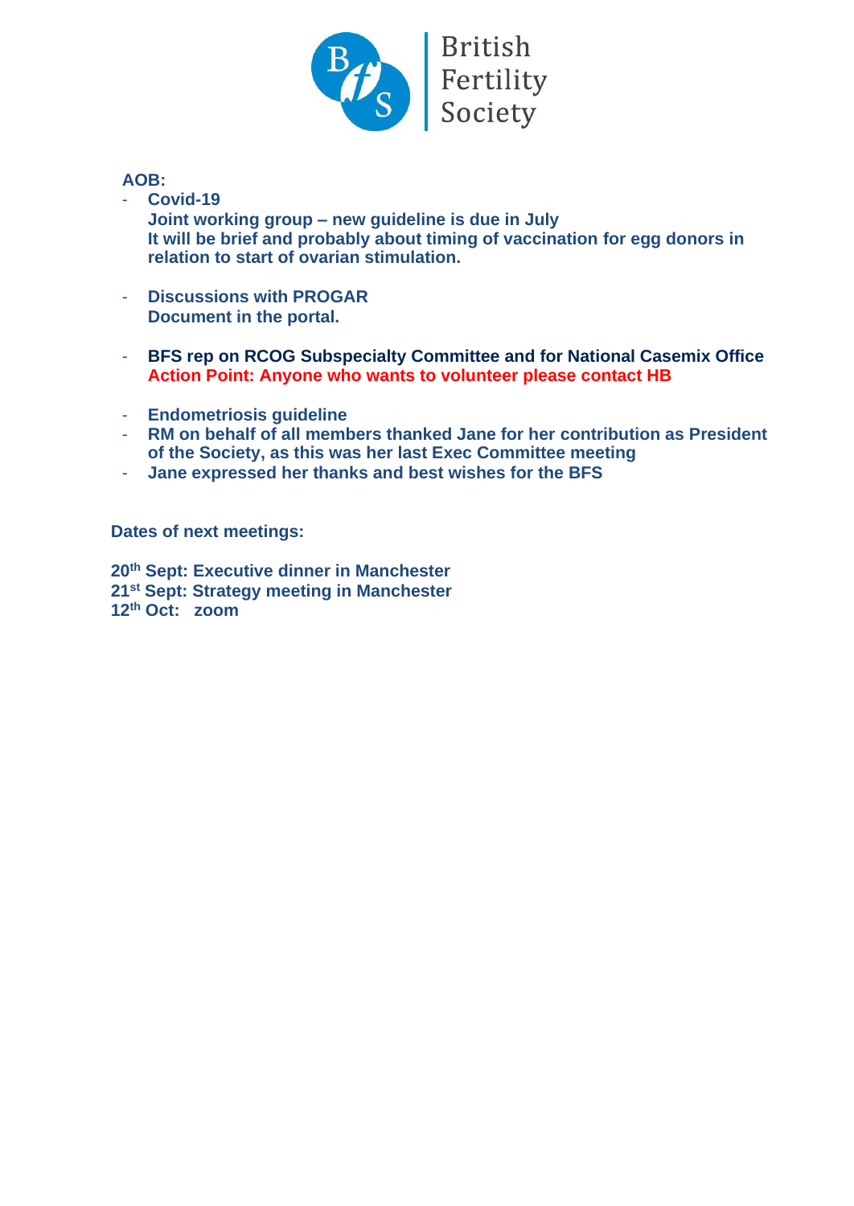**AOB:**

- **Covid-19**
  **Joint working group – new guideline is due in July**
  **It will be brief and probably about timing of vaccination for egg donors in relation to start of ovarian stimulation.**

- **Discussions with PROGAR**
  **Document in the portal.**

- **BFS rep on RCOG Subspecialty Committee and for National Casemix Office**
  **Action Point: Anyone who wants to volunteer please contact HB**

- **Endometriosis guideline**
- **RM on behalf of all members thanked Jane for her contribution as President of the Society, as this was her last Exec Committee meeting**
- **Jane expressed her thanks and best wishes for the BFS**

**Dates of next meetings:**

**20th Sept: Executive dinner in Manchester**
**21st Sept: Strategy meeting in Manchester**
**12th Oct: zoom**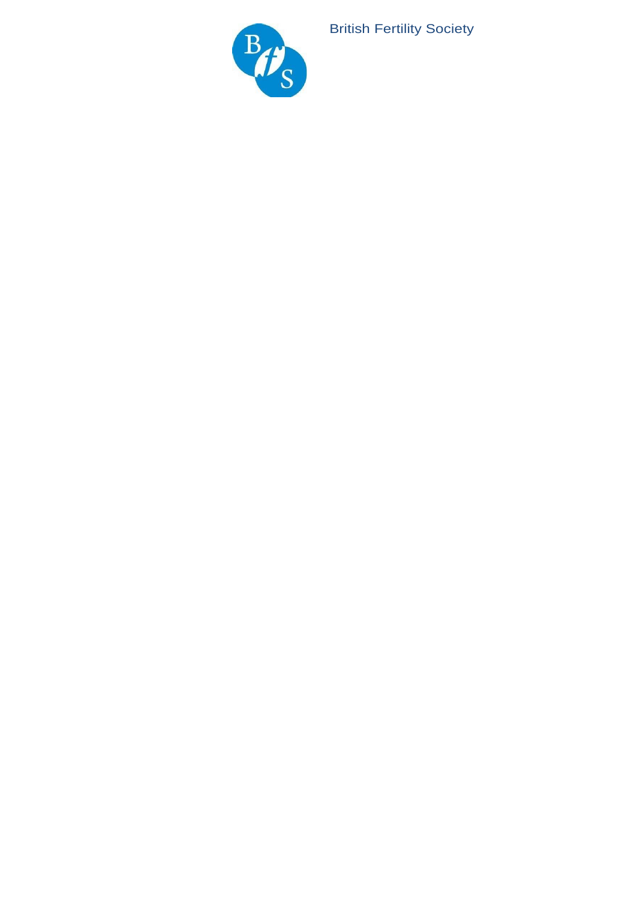British Fertility Society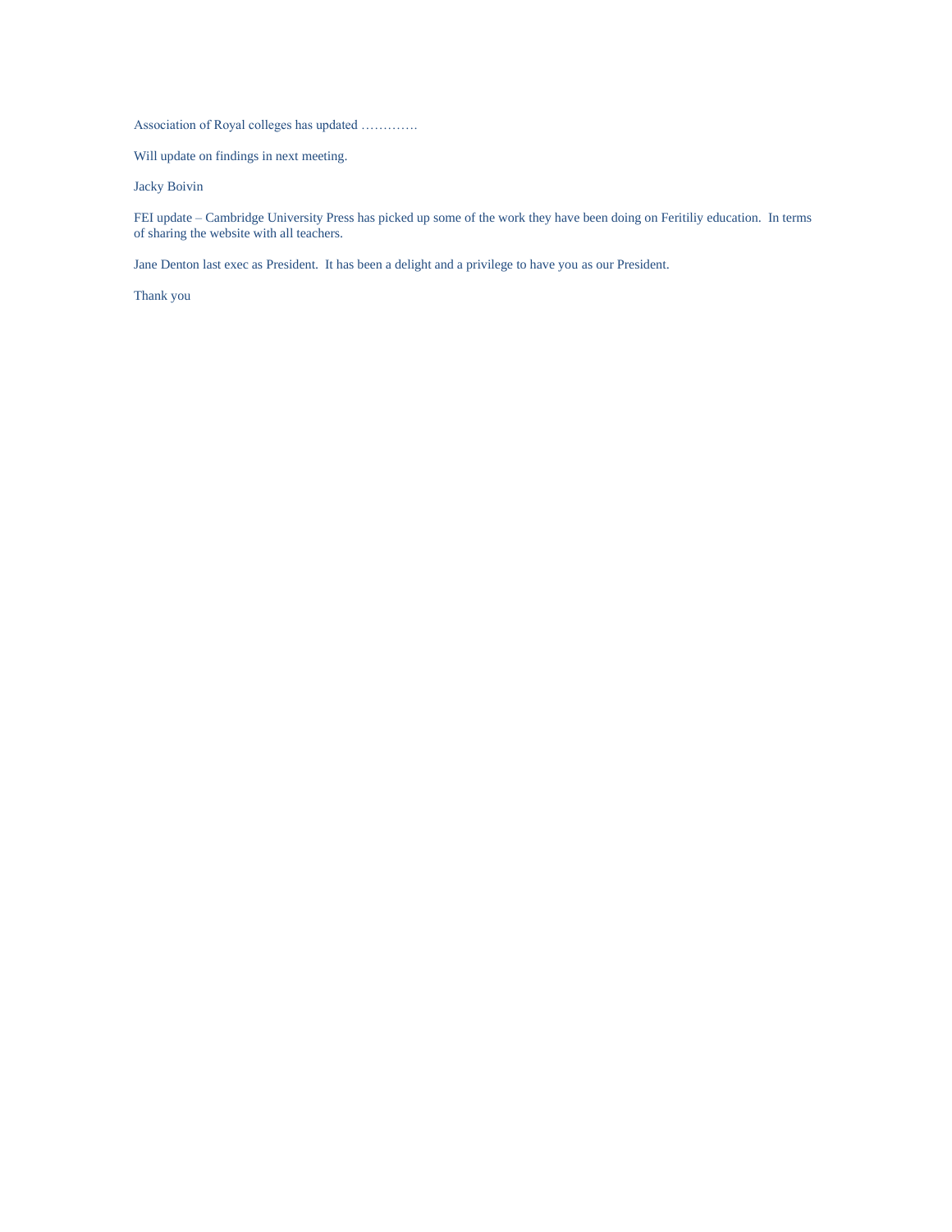Association of Royal colleges has updated ………….

Will update on findings in next meeting.

Jacky Boivin

FEI update – Cambridge University Press has picked up some of the work they have been doing on Feritiliy education. In terms of sharing the website with all teachers.

Jane Denton last exec as President. It has been a delight and a privilege to have you as our President.

Thank you